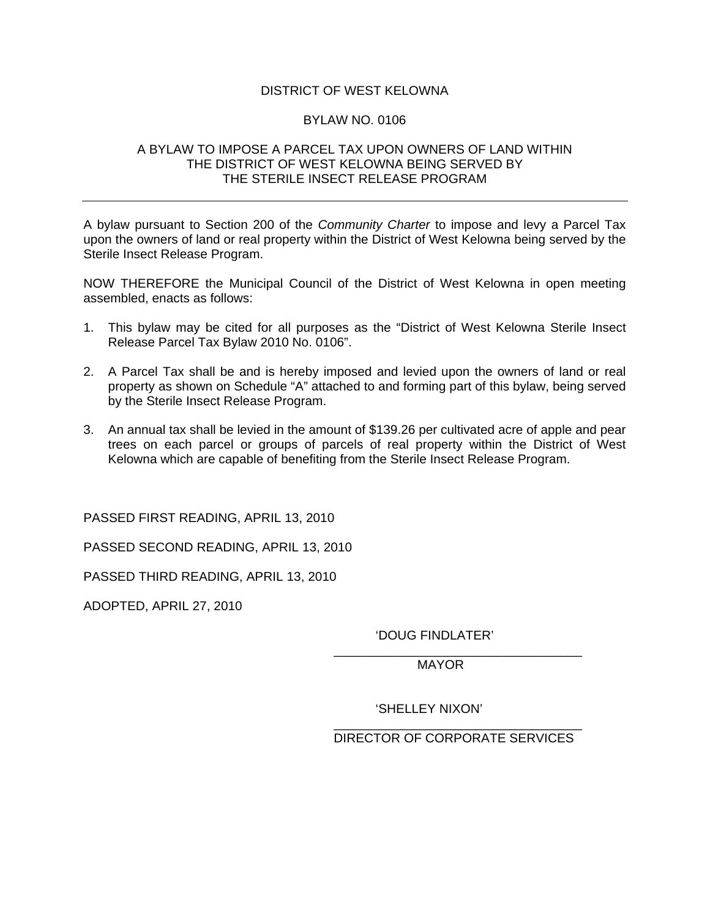# DISTRICT OF WEST KELOWNA

## BYLAW NO. 0106

## A BYLAW TO IMPOSE A PARCEL TAX UPON OWNERS OF LAND WITHIN THE DISTRICT OF WEST KELOWNA BEING SERVED BY THE STERILE INSECT RELEASE PROGRAM

---

A bylaw pursuant to Section 200 of the *Community Charter* to impose and levy a Parcel Tax upon the owners of land or real property within the District of West Kelowna being served by the Sterile Insect Release Program.

NOW THEREFORE the Municipal Council of the District of West Kelowna in open meeting assembled, enacts as follows:

1. This bylaw may be cited for all purposes as the "District of West Kelowna Sterile Insect Release Parcel Tax Bylaw 2010 No. 0106".

2. A Parcel Tax shall be and is hereby imposed and levied upon the owners of land or real property as shown on Schedule "A" attached to and forming part of this bylaw, being served by the Sterile Insect Release Program.

3. An annual tax shall be levied in the amount of $139.26 per cultivated acre of apple and pear trees on each parcel or groups of parcels of real property within the District of West Kelowna which are capable of benefiting from the Sterile Insect Release Program.

PASSED FIRST READING, APRIL 13, 2010

PASSED SECOND READING, APRIL 13, 2010

PASSED THIRD READING, APRIL 13, 2010

ADOPTED, APRIL 27, 2010

'DOUG FINDLATER'

MAYOR

'SHELLEY NIXON'

DIRECTOR OF CORPORATE SERVICES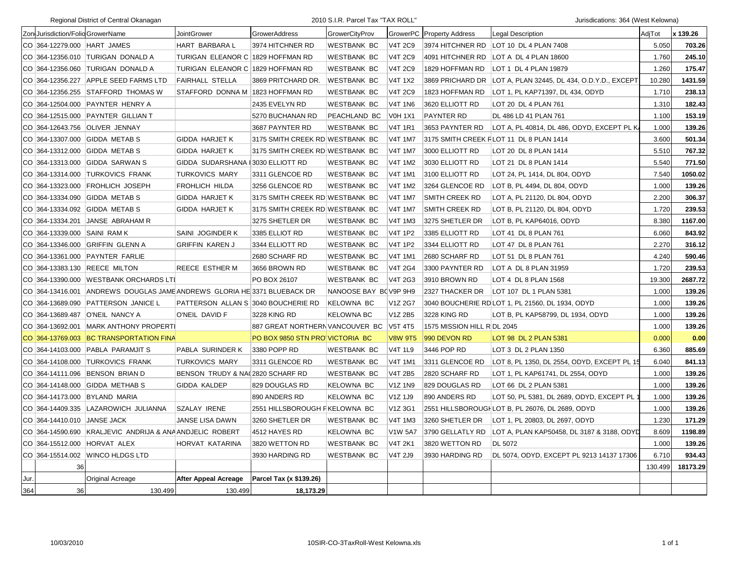Regional District of Central Okanagan — 2010 S.I.R. Parcel Tax "TAX ROLL" — Jurisdictions: 364 (West Kelowna)

| Zon | Jurisdiction/Folio | GrowerName | JointGrower | GrowerAddress | GrowerCityProv | GrowerPC | Property Address | Legal Description | AdjTot | x 139.26 |
|---|---|---|---|---|---|---|---|---|---|---|
| CO | 364-12279.000 | HART JAMES | HART BARBARA L | 3974 HITCHNER RD | WESTBANK BC | V4T 2C9 | 3974 HITCHNER RD | LOT 10 DL 4 PLAN 7408 | 5.050 | 703.26 |
| CO | 364-12356.010 | TURIGAN DONALD A | TURIGAN ELEANOR C | 1829 HOFFMAN RD | WESTBANK BC | V4T 2C9 | 4091 HITCHNER RD | LOT A DL 4 PLAN 18600 | 1.760 | 245.10 |
| CO | 364-12356.060 | TURIGAN DONALD A | TURIGAN ELEANOR C | 1829 HOFFMAN RD | WESTBANK BC | V4T 2C9 | 1829 HOFFMAN RD | LOT 1 DL 4 PLAN 19879 | 1.260 | 175.47 |
| CO | 364-12356.227 | APPLE SEED FARMS LTD | FAIRHALL STELLA | 3869 PRITCHARD DR. | WESTBANK BC | V4T 1X2 | 3869 PRICHARD DR | LOT A, PLAN 32445, DL 434, O.D.Y.D., EXCEPT | 10.280 | 1431.59 |
| CO | 364-12356.255 | STAFFORD THOMAS W | STAFFORD DONNA M | 1823 HOFFMAN RD | WESTBANK BC | V4T 2C9 | 1823 HOFFMAN RD | LOT 1, PL KAP71397, DL 434, ODYD | 1.710 | 238.13 |
| CO | 364-12504.000 | PAYNTER HENRY A | | 2435 EVELYN RD | WESTBANK BC | V4T 1N6 | 3620 ELLIOTT RD | LOT 20 DL 4 PLAN 761 | 1.310 | 182.43 |
| CO | 364-12515.000 | PAYNTER GILLIAN T | | 5270 BUCHANAN RD | PEACHLAND BC | V0H 1X1 | PAYNTER RD | DL 486 LD 41 PLAN 761 | 1.100 | 153.19 |
| CO | 364-12643.756 | OLIVER JENNAY | | 3687 PAYNTER RD | WESTBANK BC | V4T 1R1 | 3653 PAYNTER RD | LOT A, PL 40814, DL 486, ODYD, EXCEPT PL K | 1.000 | 139.26 |
| CO | 364-13307.000 | GIDDA METAB S | GIDDA HARJET K | 3175 SMITH CREEK RD | WESTBANK BC | V4T 1M7 | 3175 SMITH CREEK R | LOT 11 DL 8 PLAN 1414 | 3.600 | 501.34 |
| CO | 364-13312.000 | GIDDA METAB S | GIDDA HARJET K | 3175 SMITH CREEK RD | WESTBANK BC | V4T 1M7 | 3000 ELLIOTT RD | LOT 20 DL 8 PLAN 1414 | 5.510 | 767.32 |
| CO | 364-13313.000 | GIDDA SARWAN S | GIDDA SUDARSHANA I | 3030 ELLIOTT RD | WESTBANK BC | V4T 1M2 | 3030 ELLIOTT RD | LOT 21 DL 8 PLAN 1414 | 5.540 | 771.50 |
| CO | 364-13314.000 | TURKOVICS FRANK | TURKOVICS MARY | 3311 GLENCOE RD | WESTBANK BC | V4T 1M1 | 3100 ELLIOTT RD | LOT 24, PL 1414, DL 804, ODYD | 7.540 | 1050.02 |
| CO | 364-13323.000 | FROHLICH JOSEPH | FROHLICH HILDA | 3256 GLENCOE RD | WESTBANK BC | V4T 1M2 | 3264 GLENCOE RD | LOT B, PL 4494, DL 804, ODYD | 1.000 | 139.26 |
| CO | 364-13334.090 | GIDDA METAB S | GIDDA HARJET K | 3175 SMITH CREEK RD | WESTBANK BC | V4T 1M7 | SMITH CREEK RD | LOT A, PL 21120, DL 804, ODYD | 2.200 | 306.37 |
| CO | 364-13334.092 | GIDDA METAB S | GIDDA HARJET K | 3175 SMITH CREEK RD | WESTBANK BC | V4T 1M7 | SMITH CREEK RD | LOT B, PL 21120, DL 804, ODYD | 1.720 | 239.53 |
| CO | 364-13334.201 | JANSE ABRAHAM R | | 3275 SHETLER DR | WESTBANK BC | V4T 1M3 | 3275 SHETLER DR | LOT B, PL KAP64016, ODYD | 8.380 | 1167.00 |
| CO | 364-13339.000 | SAINI RAM K | SAINI JOGINDER K | 3385 ELLIOT RD | WESTBANK BC | V4T 1P2 | 3385 ELLIOTT RD | LOT 41 DL 8 PLAN 761 | 6.060 | 843.92 |
| CO | 364-13346.000 | GRIFFIN GLENN A | GRIFFIN KAREN J | 3344 ELLIOTT RD | WESTBANK BC | V4T 1P2 | 3344 ELLIOTT RD | LOT 47 DL 8 PLAN 761 | 2.270 | 316.12 |
| CO | 364-13361.000 | PAYNTER FARLIE | | 2680 SCHARF RD | WESTBANK BC | V4T 1M1 | 2680 SCHARF RD | LOT 51 DL 8 PLAN 761 | 4.240 | 590.46 |
| CO | 364-13383.130 | REECE MILTON | REECE ESTHER M | 3656 BROWN RD | WESTBANK BC | V4T 2G4 | 3300 PAYNTER RD | LOT A DL 8 PLAN 31959 | 1.720 | 239.53 |
| CO | 364-13390.000 | WESTBANK ORCHARDS LTI | | PO BOX 26107 | WESTBANK BC | V4T 2G3 | 3910 BROWN RD | LOT 4 DL 8 PLAN 1568 | 19.300 | 2687.72 |
| CO | 364-13416.001 | ANDREWS DOUGLAS JAME | ANDREWS GLORIA HE | 3371 BLUEBACK DR | NANOOSE BAY BC | V9P 9H9 | 2327 THACKER DR | LOT 107 DL 1 PLAN 5381 | 1.000 | 139.26 |
| CO | 364-13689.090 | PATTERSON JANICE L | PATTERSON ALLAN S | 3040 BOUCHERIE RD | KELOWNA BC | V1Z 2G7 | 3040 BOUCHERIE RD | LOT 1, PL 21560, DL 1934, ODYD | 1.000 | 139.26 |
| CO | 364-13689.487 | O'NEIL NANCY A | O'NEIL DAVID F | 3228 KING RD | KELOWNA BC | V1Z 2B5 | 3228 KING RD | LOT B, PL KAP58799, DL 1934, ODYD | 1.000 | 139.26 |
| CO | 364-13692.001 | MARK ANTHONY PROPERTI | | 887 GREAT NORTHERN | VANCOUVER BC | V5T 4T5 | 1575 MISSION HILL R | DL 2045 | 1.000 | 139.26 |
| CO | 364-13769.003 | BC TRANSPORTATION FINA | | PO BOX 9850 STN PRO | VICTORIA BC | V8W 9T5 | 990 DEVON RD | LOT 98 DL 2 PLAN 5381 | 0.000 | 0.00 |
| CO | 364-14103.000 | PABLA PARAMJIT S | PABLA SURINDER K | 3380 POPP RD | WESTBANK BC | V4T 1L9 | 3446 POP RD | LOT 3 DL 2 PLAN 1350 | 6.360 | 885.69 |
| CO | 364-14108.000 | TURKOVICS FRANK | TURKOVICS MARY | 3311 GLENCOE RD | WESTBANK BC | V4T 1M1 | 3311 GLENCOE RD | LOT 8, PL 1350, DL 2554, ODYD, EXCEPT PL 15 | 6.040 | 841.13 |
| CO | 364-14111.096 | BENSON BRIAN D | BENSON TRUDY & NA | 2820 SCHARF RD | WESTBANK BC | V4T 2B5 | 2820 SCHARF RD | LOT 1, PL KAP61741, DL 2554, ODYD | 1.000 | 139.26 |
| CO | 364-14148.000 | GIDDA METHAB S | GIDDA KALDEP | 829 DOUGLAS RD | KELOWNA BC | V1Z 1N9 | 829 DOUGLAS RD | LOT 66 DL 2 PLAN 5381 | 1.000 | 139.26 |
| CO | 364-14173.000 | BYLAND MARIA | | 890 ANDERS RD | KELOWNA BC | V1Z 1J9 | 890 ANDERS RD | LOT 50, PL 5381, DL 2689, ODYD, EXCEPT PL 1 | 1.000 | 139.26 |
| CO | 364-14409.335 | LAZAROWICH JULIANNA | SZALAY IRENE | 2551 HILLSBOROUGH F | KELOWNA BC | V1Z 3G1 | 2551 HILLSBOROUGH | LOT B, PL 26076, DL 2689, ODYD | 1.000 | 139.26 |
| CO | 364-14410.010 | JANSE JACK | JANSE LISA DAWN | 3260 SHETLER DR | WESTBANK BC | V4T 1M3 | 3260 SHETLER DR | LOT 1, PL 20803, DL 2697, ODYD | 1.230 | 171.29 |
| CO | 364-14590.690 | KRALJEVIC ANDRIJA & ANA | ANDJELIC ROBERT | 4512 HAYES RD | KELOWNA BC | V1W 5A7 | 3790 GELLATLY RD | LOT A, PLAN KAP50458, DL 3187 & 3188, ODYD | 8.609 | 1198.89 |
| CO | 364-15512.000 | HORVAT ALEX | HORVAT KATARINA | 3820 WETTON RD | WESTBANK BC | V4T 2K1 | 3820 WETTON RD | DL 5072 | 1.000 | 139.26 |
| CO | 364-15514.002 | WINCO HLDGS LTD | | 3930 HARDING RD | WESTBANK BC | V4T 2J9 | 3930 HARDING RD | DL 5074, ODYD, EXCEPT PL 9213 14137 17306 | 6.710 | 934.43 |
| | 36 | | | | | | | | 130.499 | 18173.29 |

| Jur. | | Original Acreage | After Appeal Acreage | Parcel Tax (x $139.26) |
|---|---|---|---|---|
| 364 | 36 | 130.499 | 130.499 | 18,173.29 |

10/03/2010 — 10SIR-CO-3TaxRoll-West Kelowna.xls